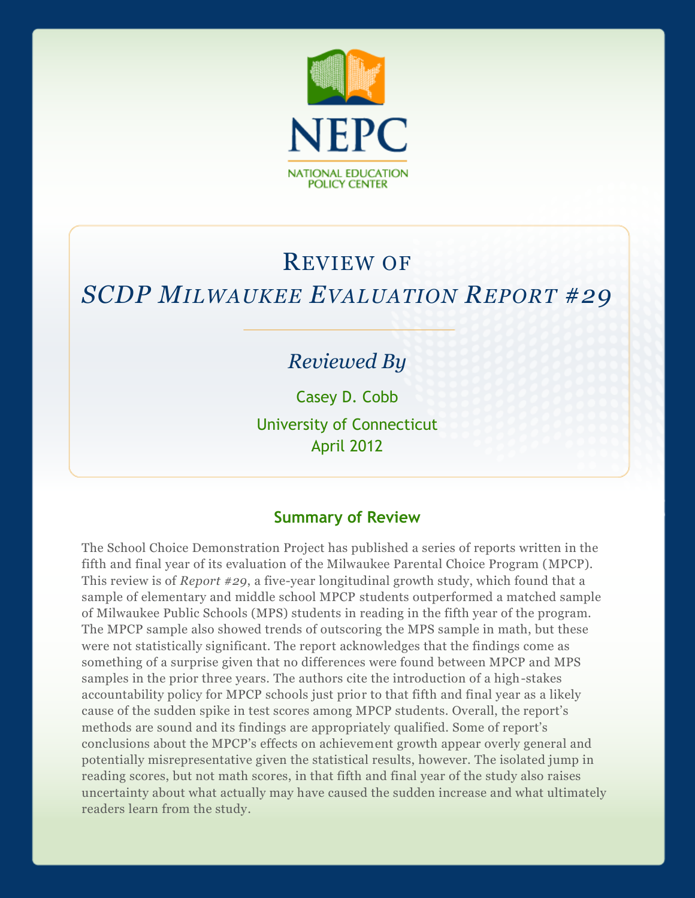NEPC

NATIONAL EDUCATION POLICY CENTER

# Review of *SCDP Milwaukee Evaluation Report #29*

## *Reviewed By*

Casey D. Cobb

University of Connecticut

April 2012

## Summary of Review

The School Choice Demonstration Project has published a series of reports written in the fifth and final year of its evaluation of the Milwaukee Parental Choice Program (MPCP). This review is of *Report #29*, a five-year longitudinal growth study, which found that a sample of elementary and middle school MPCP students outperformed a matched sample of Milwaukee Public Schools (MPS) students in reading in the fifth year of the program. The MPCP sample also showed trends of outscoring the MPS sample in math, but these were not statistically significant. The report acknowledges that the findings come as something of a surprise given that no differences were found between MPCP and MPS samples in the prior three years. The authors cite the introduction of a high-stakes accountability policy for MPCP schools just prior to that fifth and final year as a likely cause of the sudden spike in test scores among MPCP students. Overall, the report's methods are sound and its findings are appropriately qualified. Some of report's conclusions about the MPCP's effects on achievement growth appear overly general and potentially misrepresentative given the statistical results, however. The isolated jump in reading scores, but not math scores, in that fifth and final year of the study also raises uncertainty about what actually may have caused the sudden increase and what ultimately readers learn from the study.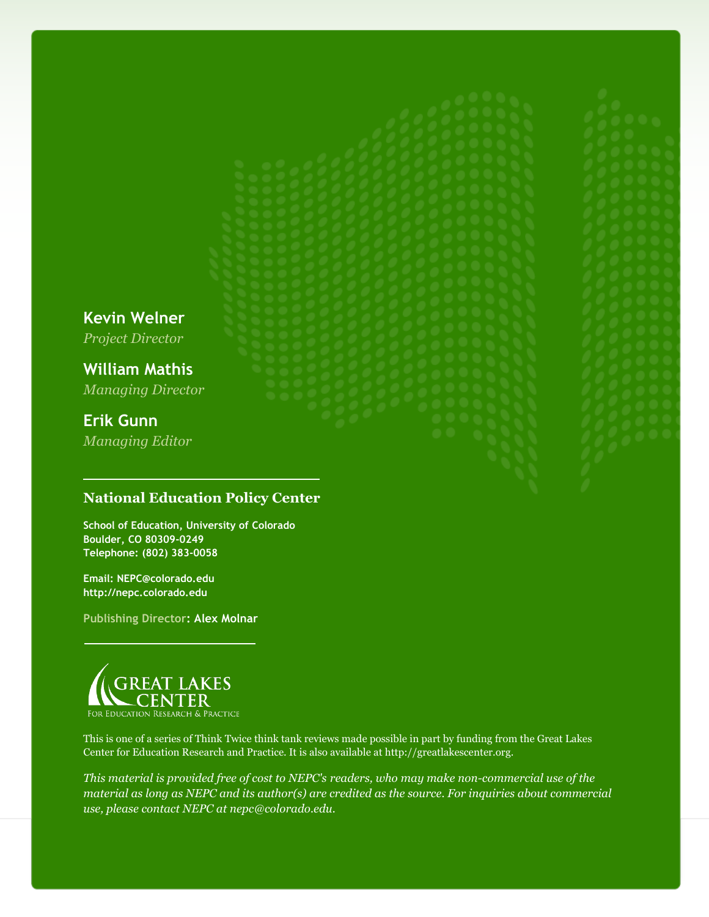**Kevin Welner**
*Project Director*

**William Mathis**
*Managing Director*

**Erik Gunn**
*Managing Editor*

---

**National Education Policy Center**

**School of Education, University of Colorado**
**Boulder, CO 80309-0249**
**Telephone: (802) 383-0058**

**Email: NEPC@colorado.edu**
**http://nepc.colorado.edu**

**Publishing Director: Alex Molnar**

---

GREAT LAKES CENTER
FOR EDUCATION RESEARCH & PRACTICE

This is one of a series of Think Twice think tank reviews made possible in part by funding from the Great Lakes Center for Education Research and Practice. It is also available at http://greatlakescenter.org.

*This material is provided free of cost to NEPC's readers, who may make non-commercial use of the material as long as NEPC and its author(s) are credited as the source. For inquiries about commercial use, please contact NEPC at nepc@colorado.edu.*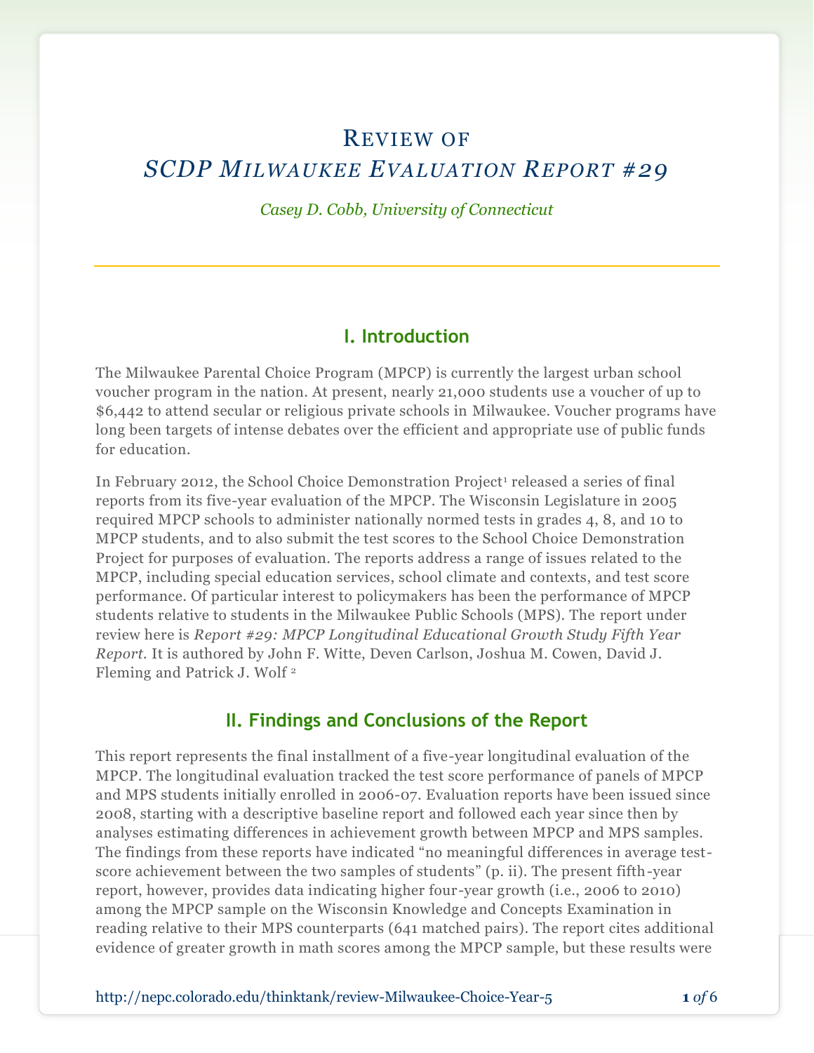# Review of *SCDP Milwaukee Evaluation Report #29*

*Casey D. Cobb, University of Connecticut*

## I. Introduction

The Milwaukee Parental Choice Program (MPCP) is currently the largest urban school voucher program in the nation. At present, nearly 21,000 students use a voucher of up to $6,442 to attend secular or religious private schools in Milwaukee. Voucher programs have long been targets of intense debates over the efficient and appropriate use of public funds for education.

In February 2012, the School Choice Demonstration Project[1] released a series of final reports from its five-year evaluation of the MPCP. The Wisconsin Legislature in 2005 required MPCP schools to administer nationally normed tests in grades 4, 8, and 10 to MPCP students, and to also submit the test scores to the School Choice Demonstration Project for purposes of evaluation. The reports address a range of issues related to the MPCP, including special education services, school climate and contexts, and test score performance. Of particular interest to policymakers has been the performance of MPCP students relative to students in the Milwaukee Public Schools (MPS). The report under review here is *Report #29: MPCP Longitudinal Educational Growth Study Fifth Year Report*. It is authored by John F. Witte, Deven Carlson, Joshua M. Cowen, David J. Fleming and Patrick J. Wolf [2]

## II. Findings and Conclusions of the Report

This report represents the final installment of a five-year longitudinal evaluation of the MPCP. The longitudinal evaluation tracked the test score performance of panels of MPCP and MPS students initially enrolled in 2006-07. Evaluation reports have been issued since 2008, starting with a descriptive baseline report and followed each year since then by analyses estimating differences in achievement growth between MPCP and MPS samples. The findings from these reports have indicated "no meaningful differences in average test-score achievement between the two samples of students" (p. ii). The present fifth-year report, however, provides data indicating higher four-year growth (i.e., 2006 to 2010) among the MPCP sample on the Wisconsin Knowledge and Concepts Examination in reading relative to their MPS counterparts (641 matched pairs). The report cites additional evidence of greater growth in math scores among the MPCP sample, but these results were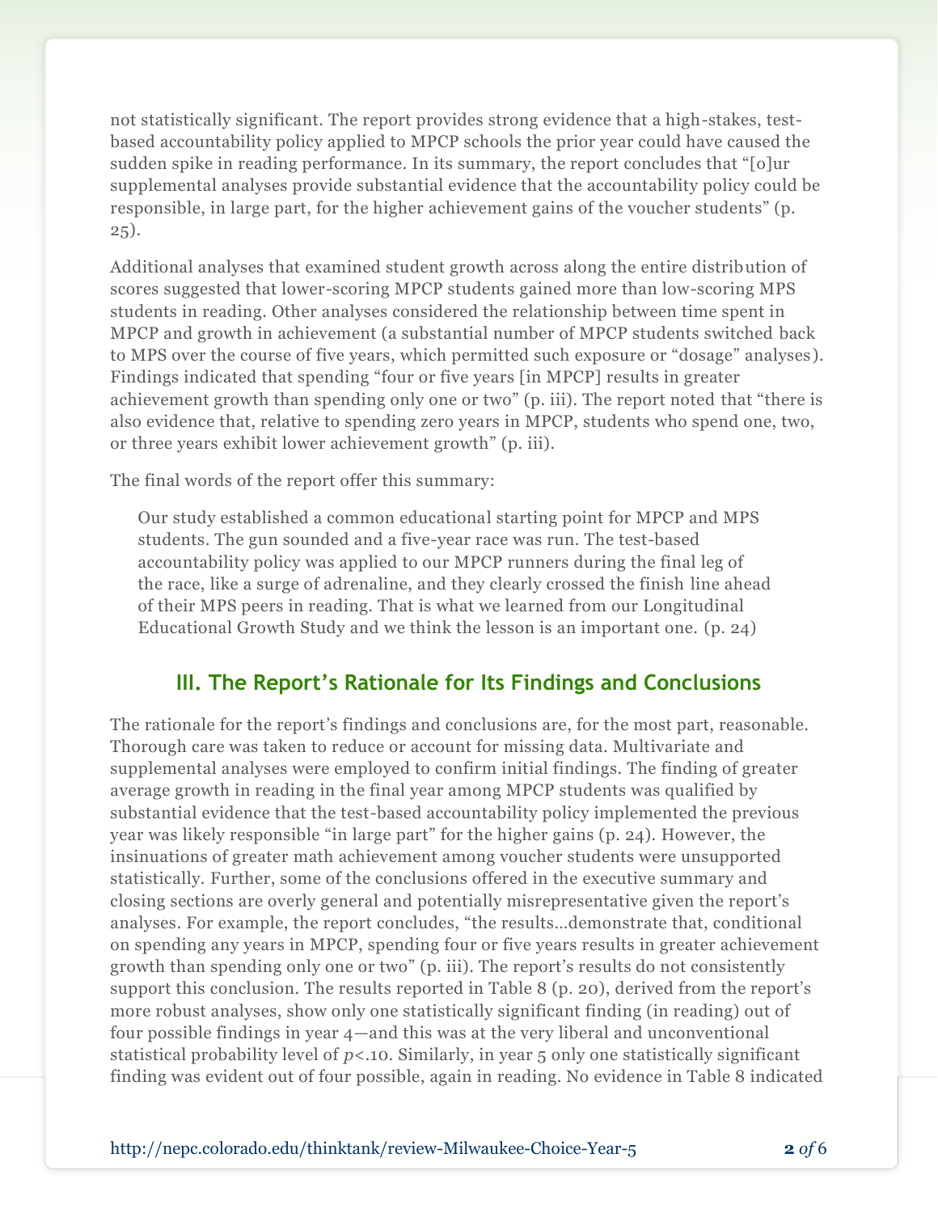not statistically significant. The report provides strong evidence that a high-stakes, test-based accountability policy applied to MPCP schools the prior year could have caused the sudden spike in reading performance. In its summary, the report concludes that "[o]ur supplemental analyses provide substantial evidence that the accountability policy could be responsible, in large part, for the higher achievement gains of the voucher students" (p. 25).

Additional analyses that examined student growth across along the entire distribution of scores suggested that lower-scoring MPCP students gained more than low-scoring MPS students in reading. Other analyses considered the relationship between time spent in MPCP and growth in achievement (a substantial number of MPCP students switched back to MPS over the course of five years, which permitted such exposure or "dosage" analyses). Findings indicated that spending "four or five years [in MPCP] results in greater achievement growth than spending only one or two" (p. iii). The report noted that "there is also evidence that, relative to spending zero years in MPCP, students who spend one, two, or three years exhibit lower achievement growth" (p. iii).

The final words of the report offer this summary:

> Our study established a common educational starting point for MPCP and MPS students. The gun sounded and a five-year race was run. The test-based accountability policy was applied to our MPCP runners during the final leg of the race, like a surge of adrenaline, and they clearly crossed the finish line ahead of their MPS peers in reading. That is what we learned from our Longitudinal Educational Growth Study and we think the lesson is an important one. (p. 24)

## III. The Report's Rationale for Its Findings and Conclusions

The rationale for the report's findings and conclusions are, for the most part, reasonable. Thorough care was taken to reduce or account for missing data. Multivariate and supplemental analyses were employed to confirm initial findings. The finding of greater average growth in reading in the final year among MPCP students was qualified by substantial evidence that the test-based accountability policy implemented the previous year was likely responsible "in large part" for the higher gains (p. 24). However, the insinuations of greater math achievement among voucher students were unsupported statistically. Further, some of the conclusions offered in the executive summary and closing sections are overly general and potentially misrepresentative given the report's analyses. For example, the report concludes, "the results…demonstrate that, conditional on spending any years in MPCP, spending four or five years results in greater achievement growth than spending only one or two" (p. iii). The report's results do not consistently support this conclusion. The results reported in Table 8 (p. 20), derived from the report's more robust analyses, show only one statistically significant finding (in reading) out of four possible findings in year 4—and this was at the very liberal and unconventional statistical probability level of $p<.10$. Similarly, in year 5 only one statistically significant finding was evident out of four possible, again in reading. No evidence in Table 8 indicated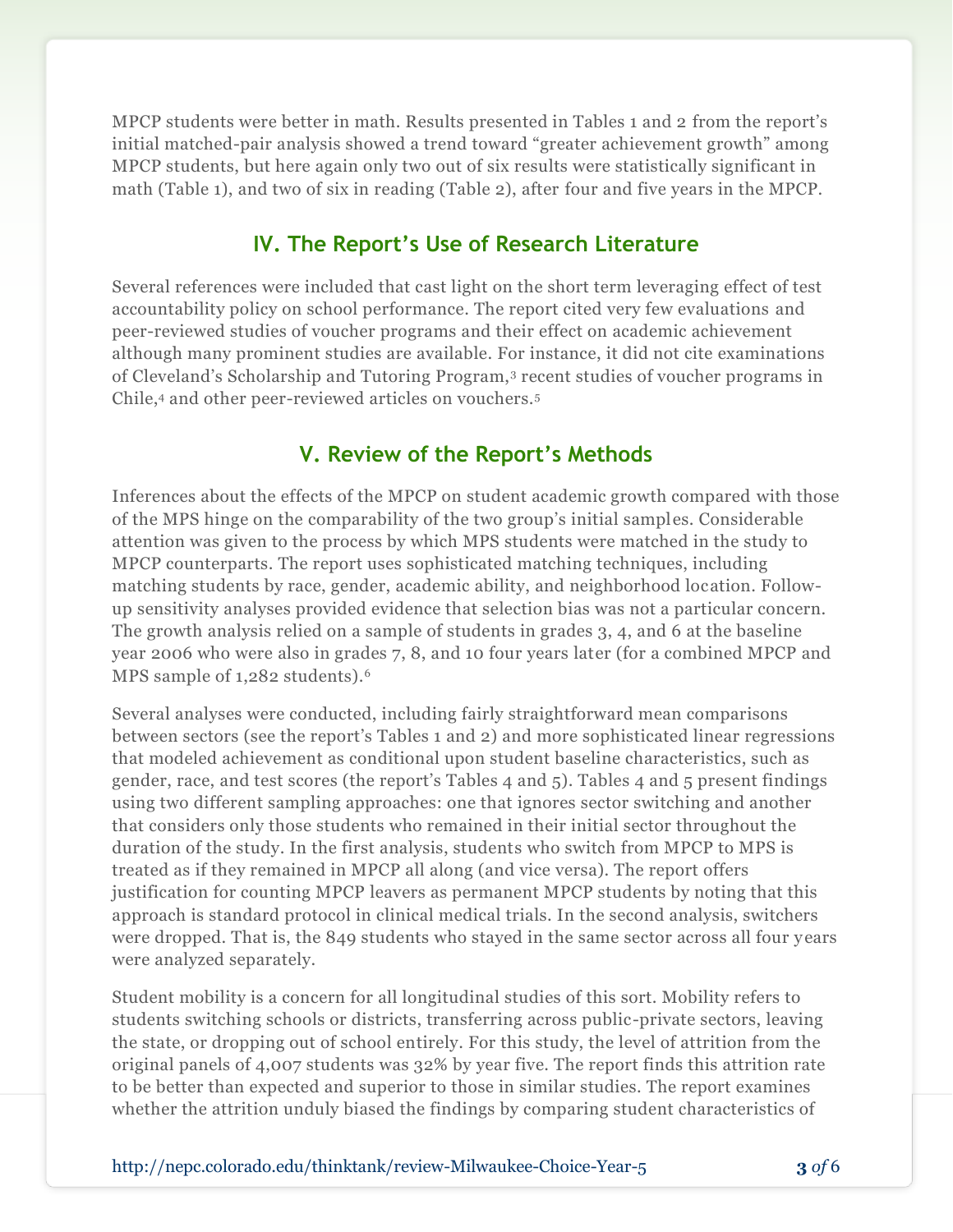MPCP students were better in math. Results presented in Tables 1 and 2 from the report's initial matched-pair analysis showed a trend toward "greater achievement growth" among MPCP students, but here again only two out of six results were statistically significant in math (Table 1), and two of six in reading (Table 2), after four and five years in the MPCP.

## IV. The Report's Use of Research Literature

Several references were included that cast light on the short term leveraging effect of test accountability policy on school performance. The report cited very few evaluations and peer-reviewed studies of voucher programs and their effect on academic achievement although many prominent studies are available. For instance, it did not cite examinations of Cleveland's Scholarship and Tutoring Program,[3] recent studies of voucher programs in Chile,[4] and other peer-reviewed articles on vouchers.[5]

## V. Review of the Report's Methods

Inferences about the effects of the MPCP on student academic growth compared with those of the MPS hinge on the comparability of the two group's initial samples. Considerable attention was given to the process by which MPS students were matched in the study to MPCP counterparts. The report uses sophisticated matching techniques, including matching students by race, gender, academic ability, and neighborhood location. Follow-up sensitivity analyses provided evidence that selection bias was not a particular concern. The growth analysis relied on a sample of students in grades 3, 4, and 6 at the baseline year 2006 who were also in grades 7, 8, and 10 four years later (for a combined MPCP and MPS sample of 1,282 students).[6]

Several analyses were conducted, including fairly straightforward mean comparisons between sectors (see the report's Tables 1 and 2) and more sophisticated linear regressions that modeled achievement as conditional upon student baseline characteristics, such as gender, race, and test scores (the report's Tables 4 and 5). Tables 4 and 5 present findings using two different sampling approaches: one that ignores sector switching and another that considers only those students who remained in their initial sector throughout the duration of the study. In the first analysis, students who switch from MPCP to MPS is treated as if they remained in MPCP all along (and vice versa). The report offers justification for counting MPCP leavers as permanent MPCP students by noting that this approach is standard protocol in clinical medical trials. In the second analysis, switchers were dropped. That is, the 849 students who stayed in the same sector across all four years were analyzed separately.

Student mobility is a concern for all longitudinal studies of this sort. Mobility refers to students switching schools or districts, transferring across public-private sectors, leaving the state, or dropping out of school entirely. For this study, the level of attrition from the original panels of 4,007 students was 32% by year five. The report finds this attrition rate to be better than expected and superior to those in similar studies. The report examines whether the attrition unduly biased the findings by comparing student characteristics of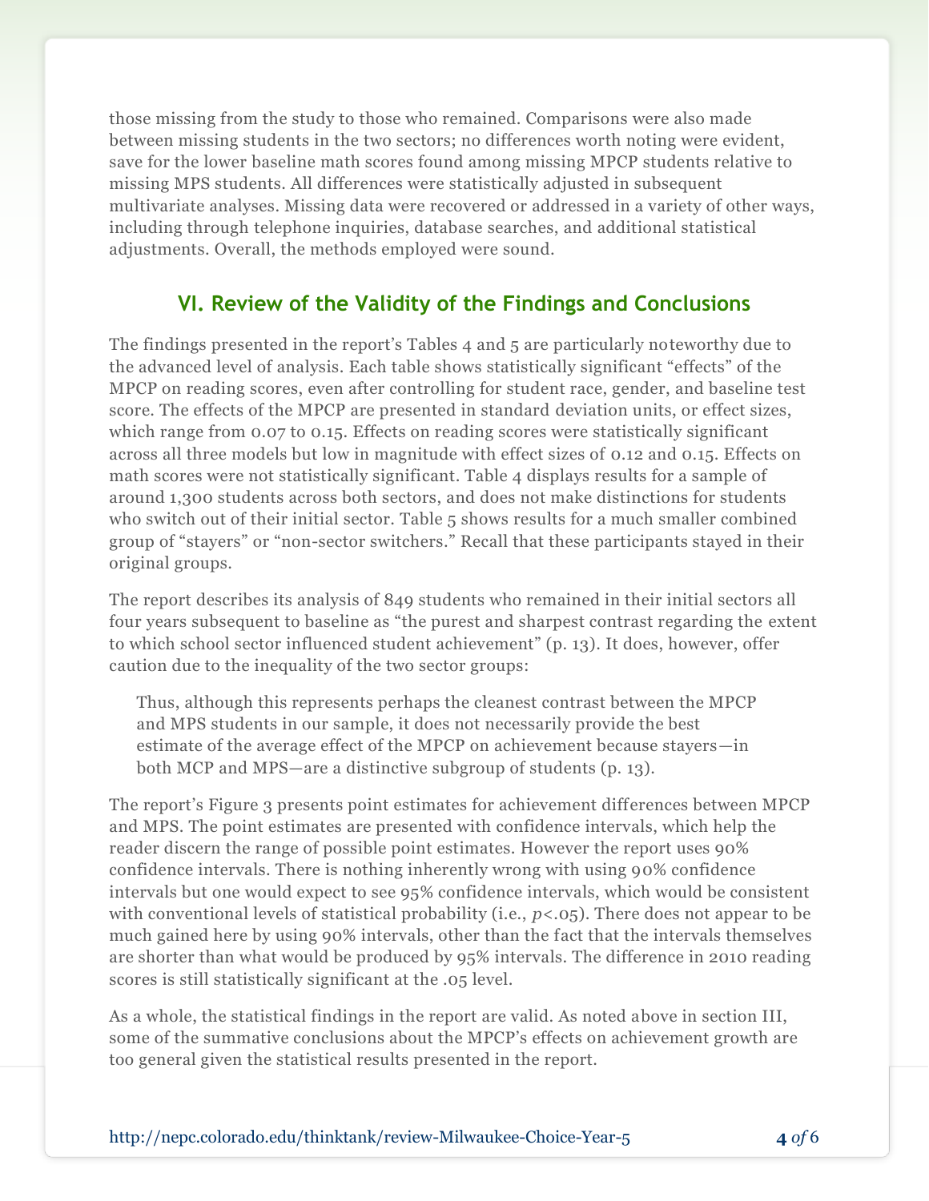those missing from the study to those who remained. Comparisons were also made between missing students in the two sectors; no differences worth noting were evident, save for the lower baseline math scores found among missing MPCP students relative to missing MPS students. All differences were statistically adjusted in subsequent multivariate analyses. Missing data were recovered or addressed in a variety of other ways, including through telephone inquiries, database searches, and additional statistical adjustments. Overall, the methods employed were sound.

## VI. Review of the Validity of the Findings and Conclusions

The findings presented in the report's Tables 4 and 5 are particularly noteworthy due to the advanced level of analysis. Each table shows statistically significant "effects" of the MPCP on reading scores, even after controlling for student race, gender, and baseline test score. The effects of the MPCP are presented in standard deviation units, or effect sizes, which range from 0.07 to 0.15. Effects on reading scores were statistically significant across all three models but low in magnitude with effect sizes of 0.12 and 0.15. Effects on math scores were not statistically significant. Table 4 displays results for a sample of around 1,300 students across both sectors, and does not make distinctions for students who switch out of their initial sector. Table 5 shows results for a much smaller combined group of "stayers" or "non-sector switchers." Recall that these participants stayed in their original groups.

The report describes its analysis of 849 students who remained in their initial sectors all four years subsequent to baseline as "the purest and sharpest contrast regarding the extent to which school sector influenced student achievement" (p. 13). It does, however, offer caution due to the inequality of the two sector groups:

> Thus, although this represents perhaps the cleanest contrast between the MPCP and MPS students in our sample, it does not necessarily provide the best estimate of the average effect of the MPCP on achievement because stayers—in both MCP and MPS—are a distinctive subgroup of students (p. 13).

The report's Figure 3 presents point estimates for achievement differences between MPCP and MPS. The point estimates are presented with confidence intervals, which help the reader discern the range of possible point estimates. However the report uses 90% confidence intervals. There is nothing inherently wrong with using 90% confidence intervals but one would expect to see 95% confidence intervals, which would be consistent with conventional levels of statistical probability (i.e., $p<.05$). There does not appear to be much gained here by using 90% intervals, other than the fact that the intervals themselves are shorter than what would be produced by 95% intervals. The difference in 2010 reading scores is still statistically significant at the .05 level.

As a whole, the statistical findings in the report are valid. As noted above in section III, some of the summative conclusions about the MPCP's effects on achievement growth are too general given the statistical results presented in the report.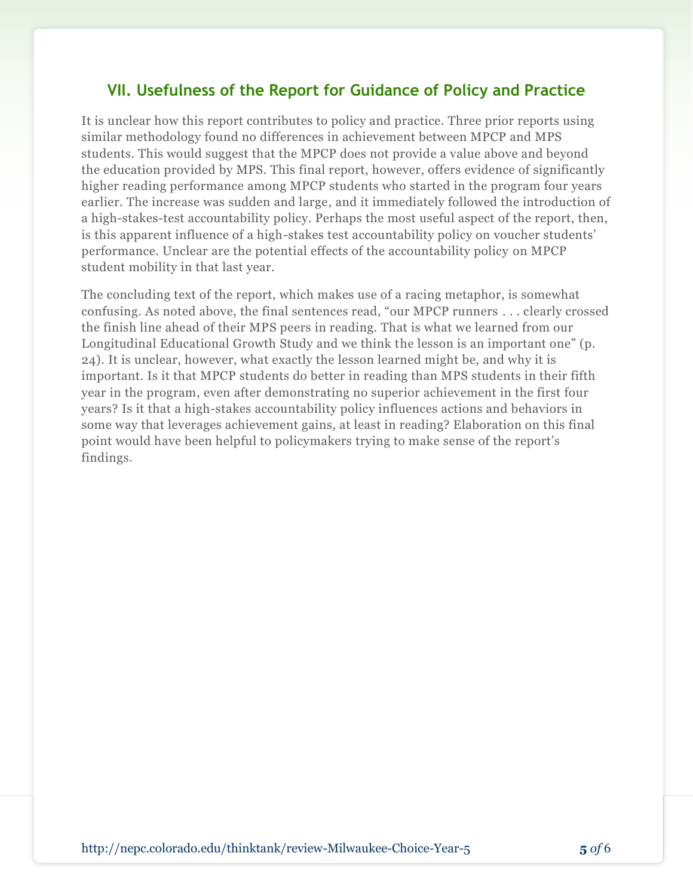## VII. Usefulness of the Report for Guidance of Policy and Practice

It is unclear how this report contributes to policy and practice. Three prior reports using similar methodology found no differences in achievement between MPCP and MPS students. This would suggest that the MPCP does not provide a value above and beyond the education provided by MPS. This final report, however, offers evidence of significantly higher reading performance among MPCP students who started in the program four years earlier. The increase was sudden and large, and it immediately followed the introduction of a high-stakes-test accountability policy. Perhaps the most useful aspect of the report, then, is this apparent influence of a high-stakes test accountability policy on voucher students' performance. Unclear are the potential effects of the accountability policy on MPCP student mobility in that last year.

The concluding text of the report, which makes use of a racing metaphor, is somewhat confusing. As noted above, the final sentences read, "our MPCP runners . . . clearly crossed the finish line ahead of their MPS peers in reading. That is what we learned from our Longitudinal Educational Growth Study and we think the lesson is an important one" (p. 24). It is unclear, however, what exactly the lesson learned might be, and why it is important. Is it that MPCP students do better in reading than MPS students in their fifth year in the program, even after demonstrating no superior achievement in the first four years? Is it that a high-stakes accountability policy influences actions and behaviors in some way that leverages achievement gains, at least in reading? Elaboration on this final point would have been helpful to policymakers trying to make sense of the report's findings.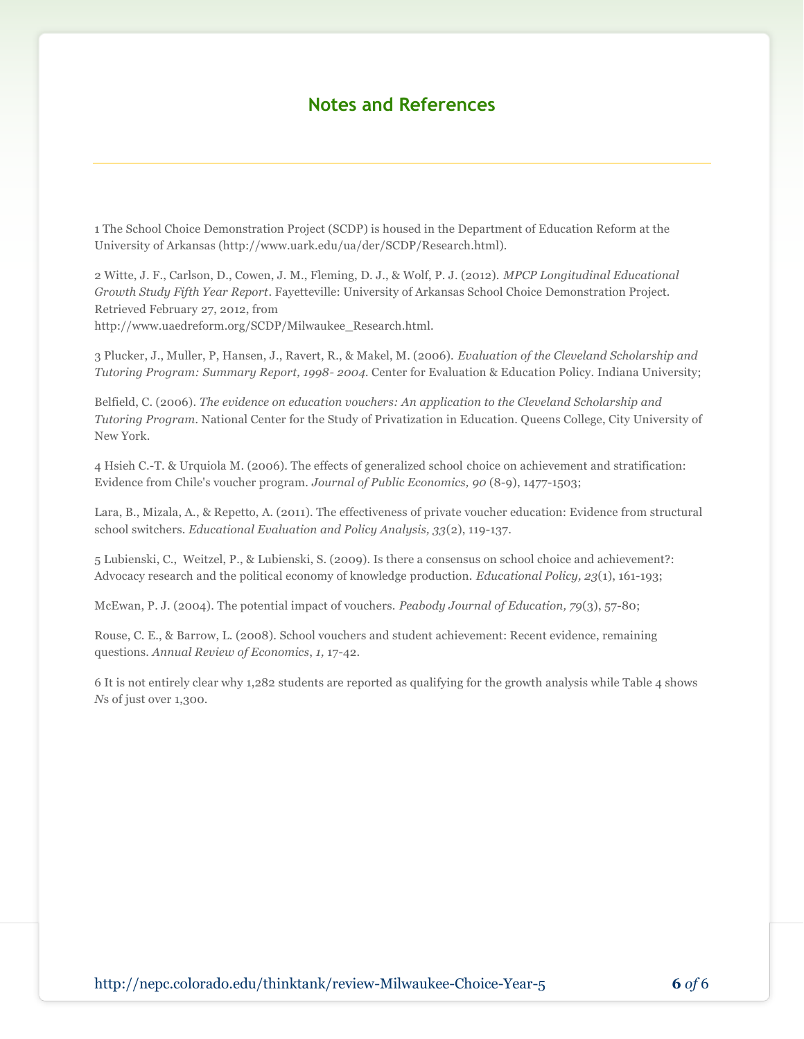## Notes and References

1 The School Choice Demonstration Project (SCDP) is housed in the Department of Education Reform at the University of Arkansas (http://www.uark.edu/ua/der/SCDP/Research.html).

2 Witte, J. F., Carlson, D., Cowen, J. M., Fleming, D. J., & Wolf, P. J. (2012). *MPCP Longitudinal Educational Growth Study Fifth Year Report*. Fayetteville: University of Arkansas School Choice Demonstration Project. Retrieved February 27, 2012, from http://www.uaedreform.org/SCDP/Milwaukee_Research.html.

3 Plucker, J., Muller, P, Hansen, J., Ravert, R., & Makel, M. (2006). *Evaluation of the Cleveland Scholarship and Tutoring Program: Summary Report, 1998- 2004*. Center for Evaluation & Education Policy. Indiana University;

Belfield, C. (2006). *The evidence on education vouchers: An application to the Cleveland Scholarship and Tutoring Program*. National Center for the Study of Privatization in Education. Queens College, City University of New York.

4 Hsieh C.-T. & Urquiola M. (2006). The effects of generalized school choice on achievement and stratification: Evidence from Chile's voucher program. *Journal of Public Economics, 90* (8-9), 1477-1503;

Lara, B., Mizala, A., & Repetto, A. (2011). The effectiveness of private voucher education: Evidence from structural school switchers. *Educational Evaluation and Policy Analysis, 33*(2), 119-137.

5 Lubienski, C., Weitzel, P., & Lubienski, S. (2009). Is there a consensus on school choice and achievement?: Advocacy research and the political economy of knowledge production. *Educational Policy, 23*(1), 161-193;

McEwan, P. J. (2004). The potential impact of vouchers. *Peabody Journal of Education, 79*(3), 57-80;

Rouse, C. E., & Barrow, L. (2008). School vouchers and student achievement: Recent evidence, remaining questions. *Annual Review of Economics*, *1,* 17-42.

6 It is not entirely clear why 1,282 students are reported as qualifying for the growth analysis while Table 4 shows *N*s of just over 1,300.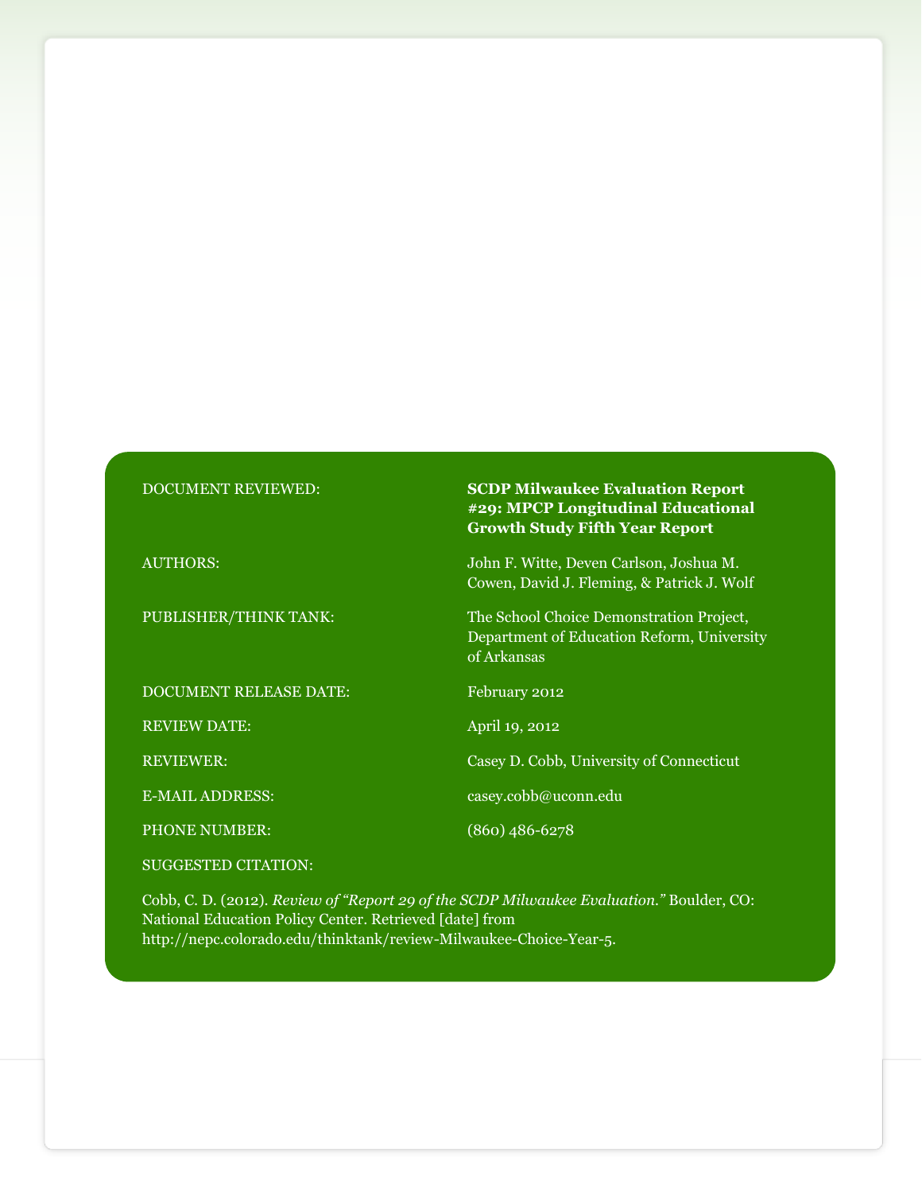| | |
|---|---|
| DOCUMENT REVIEWED: | **SCDP Milwaukee Evaluation Report #29: MPCP Longitudinal Educational Growth Study Fifth Year Report** |
| AUTHORS: | John F. Witte, Deven Carlson, Joshua M. Cowen, David J. Fleming, & Patrick J. Wolf |
| PUBLISHER/THINK TANK: | The School Choice Demonstration Project, Department of Education Reform, University of Arkansas |
| DOCUMENT RELEASE DATE: | February 2012 |
| REVIEW DATE: | April 19, 2012 |
| REVIEWER: | Casey D. Cobb, University of Connecticut |
| E-MAIL ADDRESS: | casey.cobb@uconn.edu |
| PHONE NUMBER: | (860) 486-6278 |

SUGGESTED CITATION:

Cobb, C. D. (2012). *Review of "Report 29 of the SCDP Milwaukee Evaluation."* Boulder, CO: National Education Policy Center. Retrieved [date] from http://nepc.colorado.edu/thinktank/review-Milwaukee-Choice-Year-5.